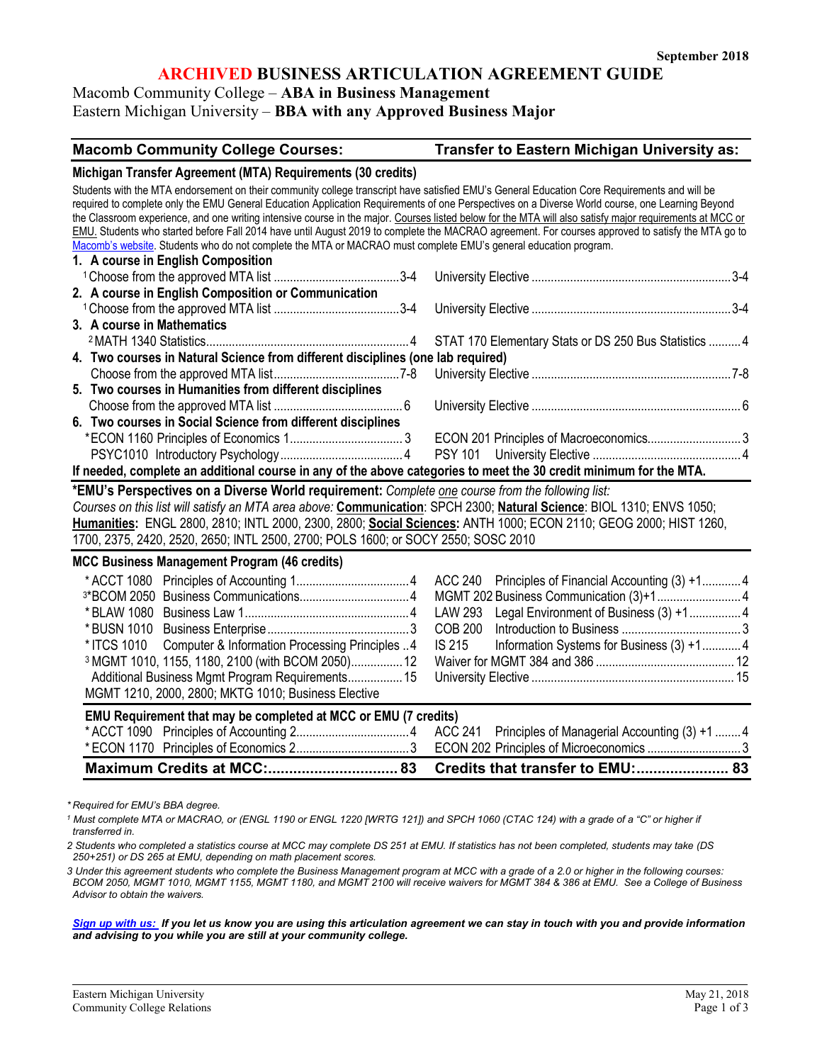September 2018

# ARCHIVED BUSINESS ARTICULATION AGREEMENT GUIDE

Macomb Community College – **ABA in Business Management**
Eastern Michigan University – **BBA with any Approved Business Major**

| Macomb Community College Courses: | | Transfer to Eastern Michigan University as: | |
|---|---|---|---|
| **Michigan Transfer Agreement (MTA) Requirements (30 credits)** | | | |

Students with the MTA endorsement on their community college transcript have satisfied EMU's General Education Core Requirements and will be required to complete only the EMU General Education Application Requirements of one Perspectives on a Diverse World course, one Learning Beyond the Classroom experience, and one writing intensive course in the major. Courses listed below for the MTA will also satisfy major requirements at MCC or EMU. Students who started before Fall 2014 have until August 2019 to complete the MACRAO agreement. For courses approved to satisfy the MTA go to Macomb's website. Students who do not complete the MTA or MACRAO must complete EMU's general education program.

| Macomb Community College Courses | Credits | Transfer to Eastern Michigan University as | Credits |
|---|---|---|---|
| **1. A course in English Composition** | | | |
| [1] Choose from the approved MTA list | 3-4 | University Elective | 3-4 |
| **2. A course in English Composition or Communication** | | | |
| [1] Choose from the approved MTA list | 3-4 | University Elective | 3-4 |
| **3. A course in Mathematics** | | | |
| [2] MATH 1340 Statistics | 4 | STAT 170 Elementary Stats or DS 250 Bus Statistics | 4 |
| **4. Two courses in Natural Science from different disciplines (one lab required)** | | | |
| Choose from the approved MTA list | 7-8 | University Elective | 7-8 |
| **5. Two courses in Humanities from different disciplines** | | | |
| Choose from the approved MTA list | 6 | University Elective | 6 |
| **6. Two courses in Social Science from different disciplines** | | | |
| *ECON 1160 Principles of Economics 1 | 3 | ECON 201 Principles of Macroeconomics | 3 |
| PSYC1010 Introductory Psychology | 4 | PSY 101 University Elective | 4 |

**If needed, complete an additional course in any of the above categories to meet the 30 credit minimum for the MTA.**

***EMU's Perspectives on a Diverse World requirement:** *Complete one course from the following list:*
*Courses on this list will satisfy an MTA area above:* **Communication**: SPCH 2300; **Natural Science**: BIOL 1310; ENVS 1050; **Humanities**: ENGL 2800, 2810; INTL 2000, 2300, 2800; **Social Sciences:** ANTH 1000; ECON 2110; GEOG 2000; HIST 1260, 1700, 2375, 2420, 2520, 2650; INTL 2500, 2700; POLS 1600; or SOCY 2550; SOSC 2010

| **MCC Business Management Program (46 credits)** | | | |
|---|---|---|---|
| *ACCT 1080 Principles of Accounting 1 | 4 | ACC 240 Principles of Financial Accounting (3) +1 | 4 |
| [3]*BCOM 2050 Business Communications | 4 | MGMT 202 Business Communication (3)+1 | 4 |
| *BLAW 1080 Business Law 1 | 4 | LAW 293 Legal Environment of Business (3) +1 | 4 |
| *BUSN 1010 Business Enterprise | 3 | COB 200 Introduction to Business | 3 |
| *ITCS 1010 Computer & Information Processing Principles | 4 | IS 215 Information Systems for Business (3) +1 | 4 |
| [3] MGMT 1010, 1155, 1180, 2100 (with BCOM 2050) | 12 | Waiver for MGMT 384 and 386 | 12 |
| Additional Business Mgmt Program Requirements | 15 | University Elective | 15 |
| MGMT 1210, 2000, 2800; MKTG 1010; Business Elective | | | |
| **EMU Requirement that may be completed at MCC or EMU (7 credits)** | | | |
| *ACCT 1090 Principles of Accounting 2 | 4 | ACC 241 Principles of Managerial Accounting (3) +1 | 4 |
| *ECON 1170 Principles of Economics 2 | 3 | ECON 202 Principles of Microeconomics | 3 |
| **Maximum Credits at MCC:** | **83** | **Credits that transfer to EMU:** | **83** |

*\* Required for EMU's BBA degree.*

*[1] Must complete MTA or MACRAO, or (ENGL 1190 or ENGL 1220 [WRTG 121]) and SPCH 1060 (CTAC 124) with a grade of a "C" or higher if transferred in.*

*2 Students who completed a statistics course at MCC may complete DS 251 at EMU. If statistics has not been completed, students may take (DS 250+251) or DS 265 at EMU, depending on math placement scores.*

*3 Under this agreement students who complete the Business Management program at MCC with a grade of a 2.0 or higher in the following courses: BCOM 2050, MGMT 1010, MGMT 1155, MGMT 1180, and MGMT 2100 will receive waivers for MGMT 384 & 386 at EMU. See a College of Business Advisor to obtain the waivers.*

***Sign up with us:** If you let us know you are using this articulation agreement we can stay in touch with you and provide information and advising to you while you are still at your community college.*

Eastern Michigan University
Community College Relations

May 21, 2018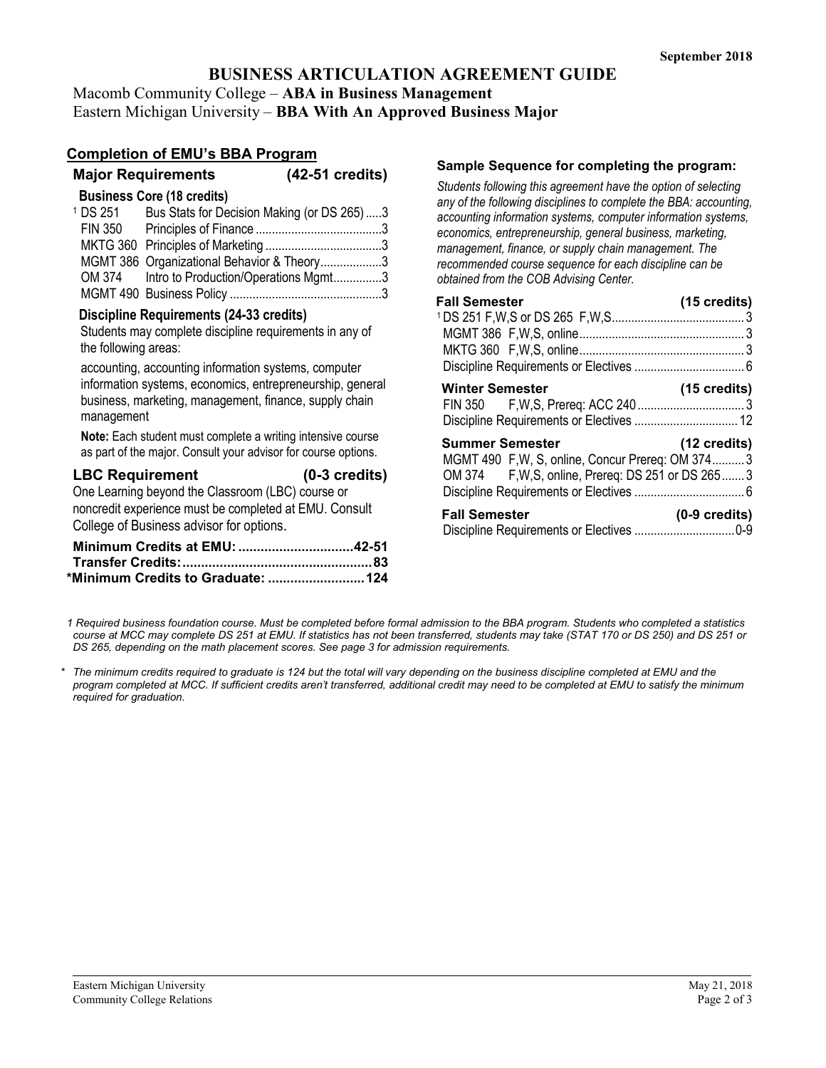September 2018

# BUSINESS ARTICULATION AGREEMENT GUIDE

Macomb Community College – **ABA in Business Management**
Eastern Michigan University – **BBA With An Approved Business Major**

## Completion of EMU's BBA Program

### Major Requirements (42-51 credits)

**Business Core (18 credits)**

| Course | Title | Credits |
|---|---|---|
| [1] DS 251 | Bus Stats for Decision Making (or DS 265) | 3 |
| FIN 350 | Principles of Finance | 3 |
| MKTG 360 | Principles of Marketing | 3 |
| MGMT 386 | Organizational Behavior & Theory | 3 |
| OM 374 | Intro to Production/Operations Mgmt | 3 |
| MGMT 490 | Business Policy | 3 |

**Discipline Requirements (24-33 credits)**

Students may complete discipline requirements in any of the following areas:

accounting, accounting information systems, computer information systems, economics, entrepreneurship, general business, marketing, management, finance, supply chain management

**Note:** Each student must complete a writing intensive course as part of the major. Consult your advisor for course options.

### LBC Requirement (0-3 credits)

One Learning beyond the Classroom (LBC) course or noncredit experience must be completed at EMU. Consult College of Business advisor for options.

**Minimum Credits at EMU: 42-51**
**Transfer Credits: 83**
**\*Minimum Credits to Graduate: 124**

### Sample Sequence for completing the program:

*Students following this agreement have the option of selecting any of the following disciplines to complete the BBA: accounting, accounting information systems, computer information systems, economics, entrepreneurship, general business, marketing, management, finance, or supply chain management. The recommended course sequence for each discipline can be obtained from the COB Advising Center.*

**Fall Semester (15 credits)**

| Course | Credits |
|---|---|
| [1] DS 251 F,W,S or DS 265 F,W,S | 3 |
| MGMT 386 F,W,S, online | 3 |
| MKTG 360 F,W,S, online | 3 |
| Discipline Requirements or Electives | 6 |

**Winter Semester (15 credits)**

| Course | Credits |
|---|---|
| FIN 350 F,W,S, Prereq: ACC 240 | 3 |
| Discipline Requirements or Electives | 12 |

**Summer Semester (12 credits)**

| Course | Credits |
|---|---|
| MGMT 490 F,W, S, online, Concur Prereq: OM 374 | 3 |
| OM 374 F,W,S, online, Prereq: DS 251 or DS 265 | 3 |
| Discipline Requirements or Electives | 6 |

**Fall Semester (0-9 credits)**

| Course | Credits |
|---|---|
| Discipline Requirements or Electives | 0-9 |

*1 Required business foundation course. Must be completed before formal admission to the BBA program. Students who completed a statistics course at MCC may complete DS 251 at EMU. If statistics has not been transferred, students may take (STAT 170 or DS 250) and DS 251 or DS 265, depending on the math placement scores. See page 3 for admission requirements.*

*\* The minimum credits required to graduate is 124 but the total will vary depending on the business discipline completed at EMU and the program completed at MCC. If sufficient credits aren't transferred, additional credit may need to be completed at EMU to satisfy the minimum required for graduation.*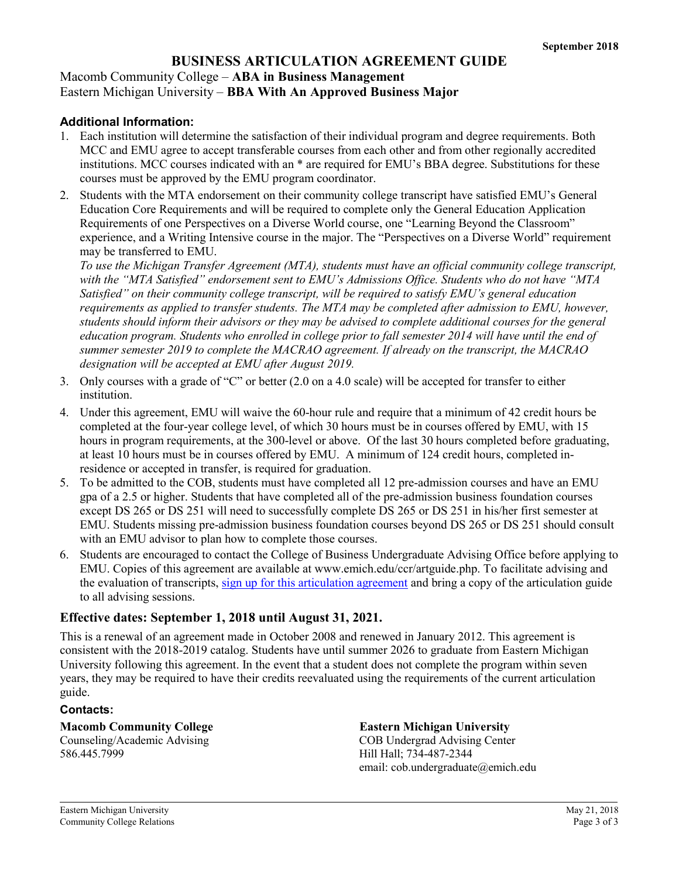September 2018

# BUSINESS ARTICULATION AGREEMENT GUIDE

Macomb Community College – **ABA in Business Management**
Eastern Michigan University – **BBA With An Approved Business Major**

### Additional Information:

1. Each institution will determine the satisfaction of their individual program and degree requirements. Both MCC and EMU agree to accept transferable courses from each other and from other regionally accredited institutions. MCC courses indicated with an * are required for EMU's BBA degree. Substitutions for these courses must be approved by the EMU program coordinator.
2. Students with the MTA endorsement on their community college transcript have satisfied EMU's General Education Core Requirements and will be required to complete only the General Education Application Requirements of one Perspectives on a Diverse World course, one "Learning Beyond the Classroom" experience, and a Writing Intensive course in the major. The "Perspectives on a Diverse World" requirement may be transferred to EMU.
   *To use the Michigan Transfer Agreement (MTA), students must have an official community college transcript, with the "MTA Satisfied" endorsement sent to EMU's Admissions Office. Students who do not have "MTA Satisfied" on their community college transcript, will be required to satisfy EMU's general education requirements as applied to transfer students. The MTA may be completed after admission to EMU, however, students should inform their advisors or they may be advised to complete additional courses for the general education program. Students who enrolled in college prior to fall semester 2014 will have until the end of summer semester 2019 to complete the MACRAO agreement. If already on the transcript, the MACRAO designation will be accepted at EMU after August 2019.*
3. Only courses with a grade of "C" or better (2.0 on a 4.0 scale) will be accepted for transfer to either institution.
4. Under this agreement, EMU will waive the 60-hour rule and require that a minimum of 42 credit hours be completed at the four-year college level, of which 30 hours must be in courses offered by EMU, with 15 hours in program requirements, at the 300-level or above. Of the last 30 hours completed before graduating, at least 10 hours must be in courses offered by EMU. A minimum of 124 credit hours, completed in-residence or accepted in transfer, is required for graduation.
5. To be admitted to the COB, students must have completed all 12 pre-admission courses and have an EMU gpa of a 2.5 or higher. Students that have completed all of the pre-admission business foundation courses except DS 265 or DS 251 will need to successfully complete DS 265 or DS 251 in his/her first semester at EMU. Students missing pre-admission business foundation courses beyond DS 265 or DS 251 should consult with an EMU advisor to plan how to complete those courses.
6. Students are encouraged to contact the College of Business Undergraduate Advising Office before applying to EMU. Copies of this agreement are available at www.emich.edu/ccr/artguide.php. To facilitate advising and the evaluation of transcripts, sign up for this articulation agreement and bring a copy of the articulation guide to all advising sessions.

## Effective dates: September 1, 2018 until August 31, 2021.

This is a renewal of an agreement made in October 2008 and renewed in January 2012. This agreement is consistent with the 2018-2019 catalog. Students have until summer 2026 to graduate from Eastern Michigan University following this agreement. In the event that a student does not complete the program within seven years, they may be required to have their credits reevaluated using the requirements of the current articulation guide.

### Contacts:

**Macomb Community College**
Counseling/Academic Advising
586.445.7999

**Eastern Michigan University**
COB Undergrad Advising Center
Hill Hall; 734-487-2344
email: cob.undergraduate@emich.edu